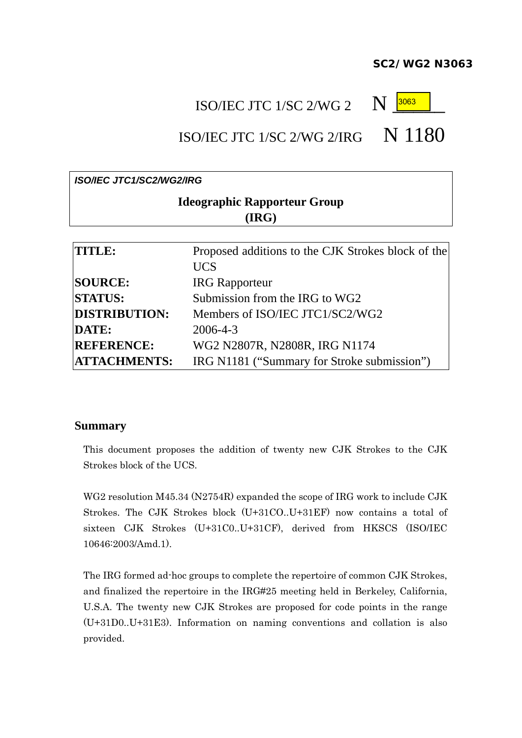**SC2/WG2 N3063**

ISO/IEC JTC 1/SC 2/WG 2 N 3063

ISO/IEC JTC 1/SC 2/WG 2/IRG N 1180

***ISO/IEC JTC1/SC2/WG2/IRG***

**Ideographic Rapporteur Group (IRG)**

| | |
|---|---|
| **TITLE:** | Proposed additions to the CJK Strokes block of the UCS |
| **SOURCE:** | IRG Rapporteur |
| **STATUS:** | Submission from the IRG to WG2 |
| **DISTRIBUTION:** | Members of ISO/IEC JTC1/SC2/WG2 |
| **DATE:** | 2006-4-3 |
| **REFERENCE:** | WG2 N2807R, N2808R, IRG N1174 |
| **ATTACHMENTS:** | IRG N1181 ("Summary for Stroke submission") |

## Summary

This document proposes the addition of twenty new CJK Strokes to the CJK Strokes block of the UCS.

WG2 resolution M45.34 (N2754R) expanded the scope of IRG work to include CJK Strokes. The CJK Strokes block (U+31CO..U+31EF) now contains a total of sixteen CJK Strokes (U+31C0..U+31CF), derived from HKSCS (ISO/IEC 10646:2003/Amd.1).

The IRG formed ad-hoc groups to complete the repertoire of common CJK Strokes, and finalized the repertoire in the IRG#25 meeting held in Berkeley, California, U.S.A. The twenty new CJK Strokes are proposed for code points in the range (U+31D0..U+31E3). Information on naming conventions and collation is also provided.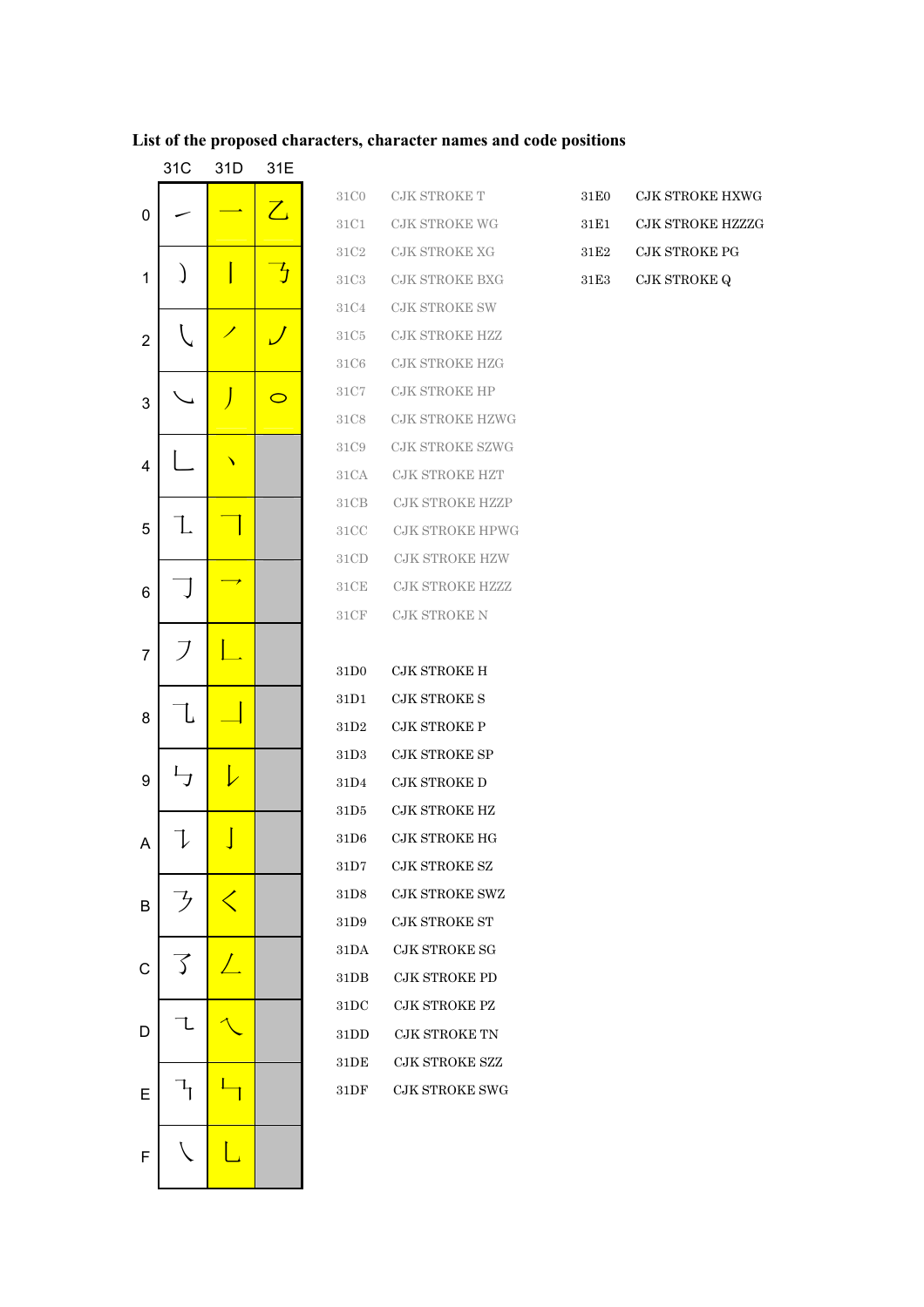**List of the proposed characters, character names and code positions**

|   | 31C | 31D | 31E |
|---|---|---|---|
| 0 | ㇀ | ㇐ | ㇠ |
| 1 | ㇁ | ㇑ | ㇡ |
| 2 | ㇂ | ㇒ | ㇢ |
| 3 | ㇃ | ㇓ | ㇣ |
| 4 | ㇄ | ㇔ | |
| 5 | ㇅ | ㇕ | |
| 6 | ㇆ | ㇖ | |
| 7 | ㇇ | ㇗ | |
| 8 | ㇈ | ㇘ | |
| 9 | ㇉ | ㇙ | |
| A | ㇊ | ㇚ | |
| B | ㇋ | ㇛ | |
| C | ㇌ | ㇜ | |
| D | ㇍ | ㇝ | |
| E | ㇎ | ㇞ | |
| F | ㇏ | ㇟ | |

| Code | Name |
|---|---|
| 31C0 | CJK STROKE T |
| 31C1 | CJK STROKE WG |
| 31C2 | CJK STROKE XG |
| 31C3 | CJK STROKE BXG |
| 31C4 | CJK STROKE SW |
| 31C5 | CJK STROKE HZZ |
| 31C6 | CJK STROKE HZG |
| 31C7 | CJK STROKE HP |
| 31C8 | CJK STROKE HZWG |
| 31C9 | CJK STROKE SZWG |
| 31CA | CJK STROKE HZT |
| 31CB | CJK STROKE HZZP |
| 31CC | CJK STROKE HPWG |
| 31CD | CJK STROKE HZW |
| 31CE | CJK STROKE HZZZ |
| 31CF | CJK STROKE N |
| 31D0 | CJK STROKE H |
| 31D1 | CJK STROKE S |
| 31D2 | CJK STROKE P |
| 31D3 | CJK STROKE SP |
| 31D4 | CJK STROKE D |
| 31D5 | CJK STROKE HZ |
| 31D6 | CJK STROKE HG |
| 31D7 | CJK STROKE SZ |
| 31D8 | CJK STROKE SWZ |
| 31D9 | CJK STROKE ST |
| 31DA | CJK STROKE SG |
| 31DB | CJK STROKE PD |
| 31DC | CJK STROKE PZ |
| 31DD | CJK STROKE TN |
| 31DE | CJK STROKE SZZ |
| 31DF | CJK STROKE SWG |
| 31E0 | CJK STROKE HXWG |
| 31E1 | CJK STROKE HZZZG |
| 31E2 | CJK STROKE PG |
| 31E3 | CJK STROKE Q |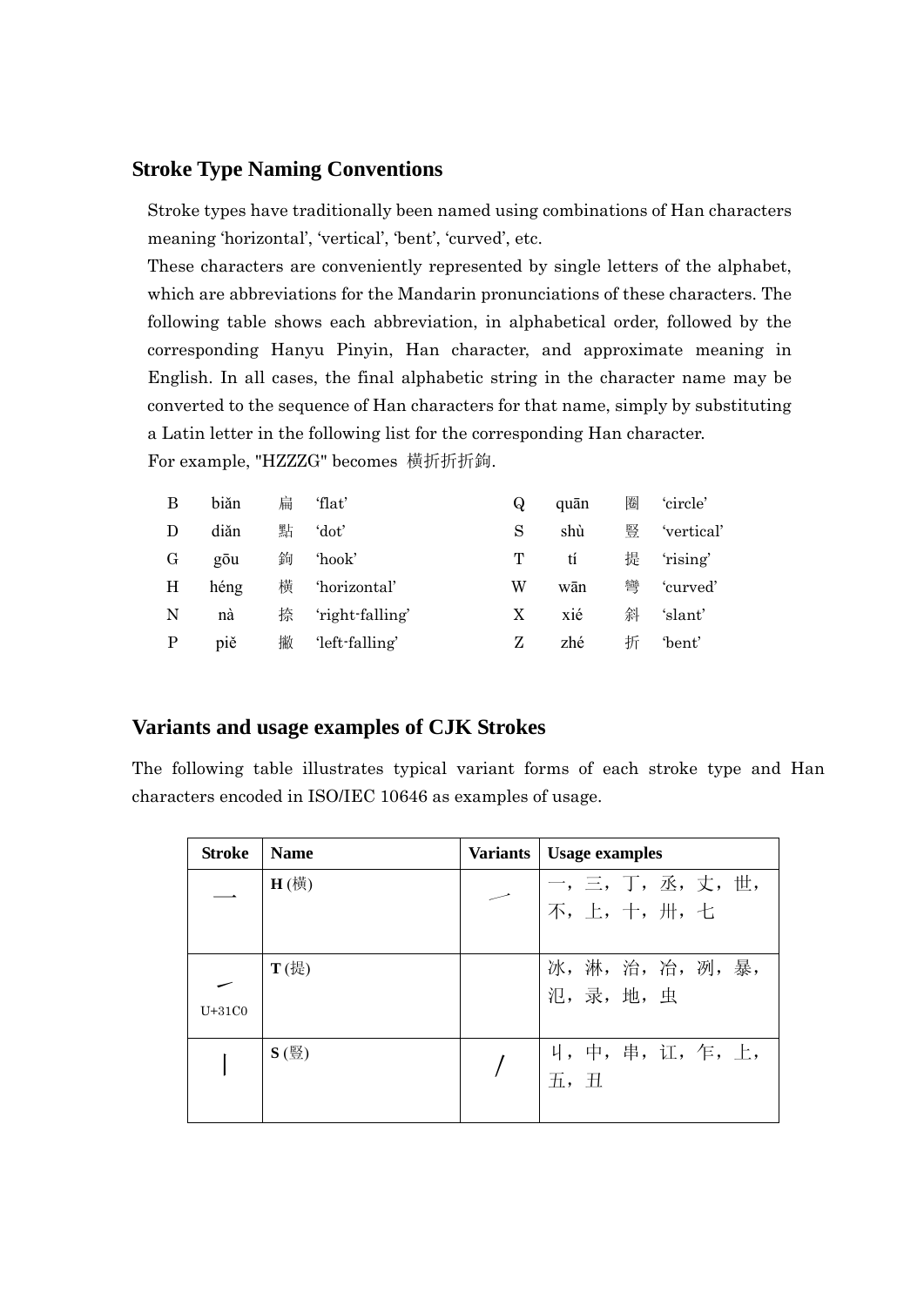## Stroke Type Naming Conventions

Stroke types have traditionally been named using combinations of Han characters meaning ‘horizontal’, ‘vertical’, ‘bent’, ‘curved’, etc.

These characters are conveniently represented by single letters of the alphabet, which are abbreviations for the Mandarin pronunciations of these characters. The following table shows each abbreviation, in alphabetical order, followed by the corresponding Hanyu Pinyin, Han character, and approximate meaning in English. In all cases, the final alphabetic string in the character name may be converted to the sequence of Han characters for that name, simply by substituting a Latin letter in the following list for the corresponding Han character.

For example, "HZZZG" becomes 横折折折鉤.

| | | | | | | | |
|---|---|---|---|---|---|---|---|
| B | biǎn | 扁 | ‘flat’ | Q | quān | 圈 | ‘circle’ |
| D | diǎn | 點 | ‘dot’ | S | shù | 豎 | ‘vertical’ |
| G | gōu | 鉤 | ‘hook’ | T | tí | 提 | ‘rising’ |
| H | héng | 横 | ‘horizontal’ | W | wān | 彎 | ‘curved’ |
| N | nà | 捺 | ‘right-falling’ | X | xié | 斜 | ‘slant’ |
| P | piě | 撇 | ‘left-falling’ | Z | zhé | 折 | ‘bent’ |

## Variants and usage examples of CJK Strokes

The following table illustrates typical variant forms of each stroke type and Han characters encoded in ISO/IEC 10646 as examples of usage.

| Stroke | Name | Variants | Usage examples |
|---|---|---|---|
| ㇐ | **H** (横) | ㇐ | 一，三，丁，丞，丈，世，不，上，十，卅，七 |
| ㇀ U+31C0 | **T** (提) | | 冰，淋，治，冶，冽，暴，氾，录，地，虫 |
| ㇑ | **S** (竖) | / | 丩，中，串，讧，乍，上，五，丑 |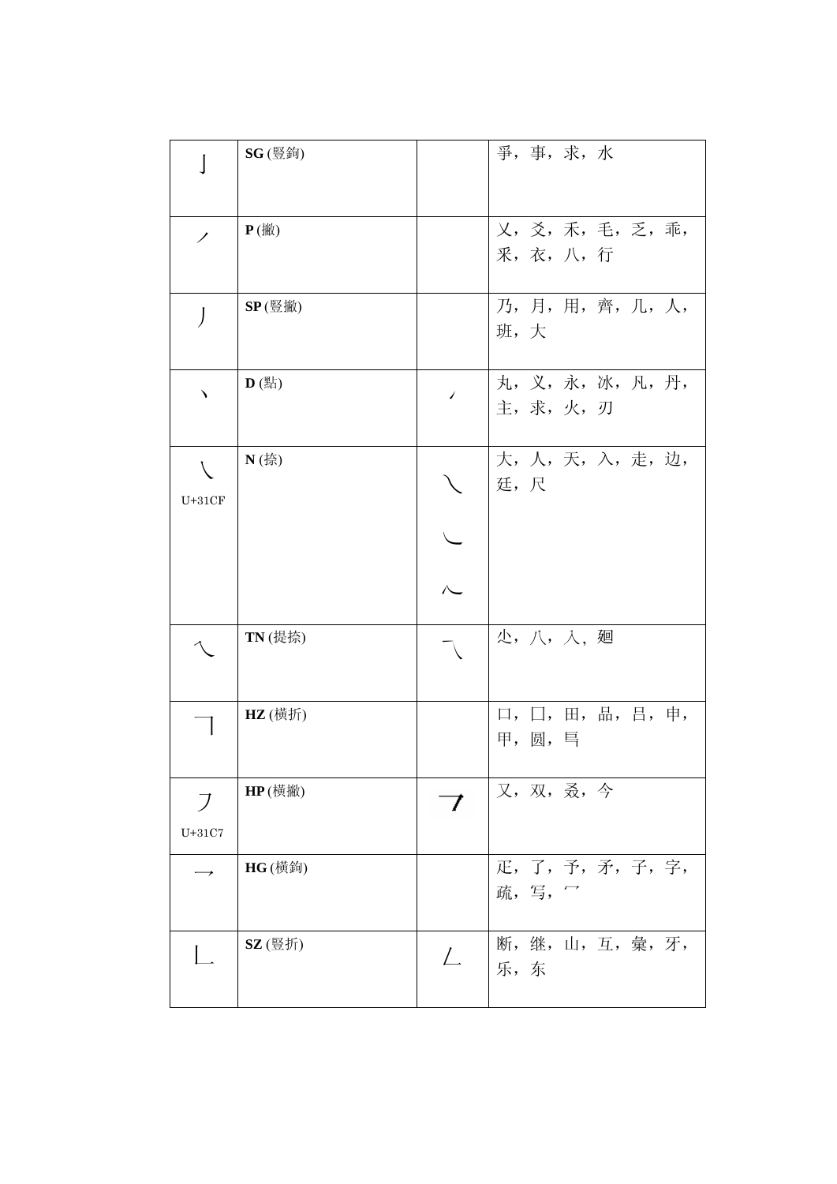| | | | |
|---|---|---|---|
| 亅 | **SG** (豎鉤) | | 爭，事，求，水 |
| ㇒ | **P** (撇) | | 乂，爻，禾，毛，乏，乖，采，衣，八，行 |
| 丿 | **SP** (豎撇) | | 乃，月，用，齊，几，人，班，大 |
| 丶 | **D** (點) | ㇀ | 丸，义，永，冰，凡，丹，主，求，火，刃 |
| ㇏<br>U+31CF | **N** (捺) | ㇏<br>㇃<br>㇂ | 大，人，天，入，走，边，廷，尺 |
| ㇏ | **TN** (提捺) | ㇏ | 尐，八，入，廻 |
| ㇕ | **HZ** (横折) | | 口，冂，田，品，吕，申，甲，圆，咼 |
| ㇇<br>U+31C7 | **HP** (横撇) | ㇇ | 又，双，叒，今 |
| ㇖ | **HG** (横鉤) | | 疋，了，予，矛，子，字，疏，写，冖 |
| ㇄ | **SZ** (豎折) | ㇀ | 断，继，山，互，彙，牙，乐，东 |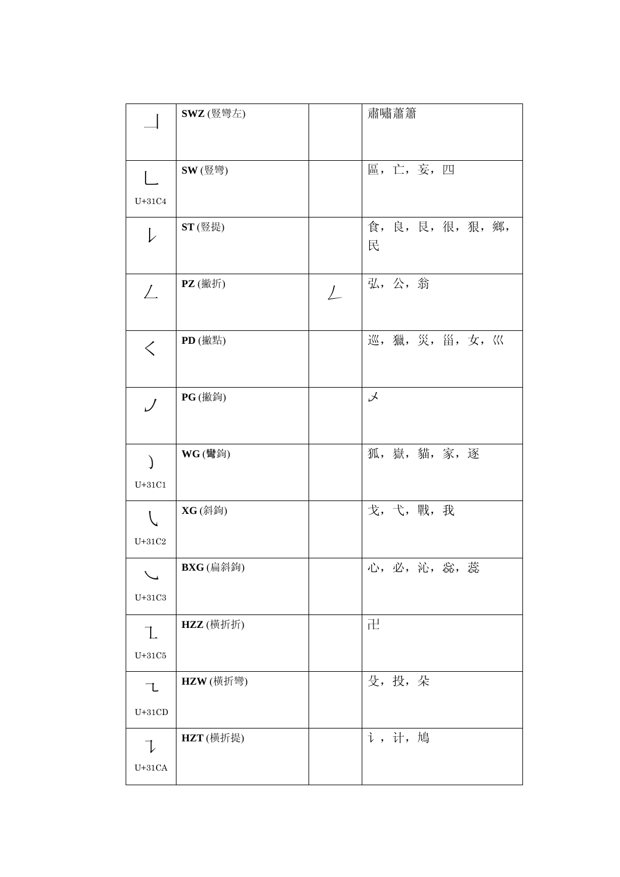| | | | |
|---|---|---|---|
| ㇁ | **SWZ** (竪彎左) | | 肅嘯蕭簫 |
| ㇄ U+31C4 | **SW** (竪彎) | | 區，亡，妄，四 |
| ㇙ | **ST** (竪提) | | 食，良，艮，很，狠，鄉，民 |
| ㇜ | **PZ** (撇折) | ㇜ | 弘，公，翁 |
| ㄑ | **PD** (撇點) | | 巡，獵，災，甾，女，巛 |
| ㇓ | **PG** (撇鉤) | | 乄 |
| ㇁ U+31C1 | **WG** (彎鉤) | | 狐，嶽，貓，家，逐 |
| ㇂ U+31C2 | **XG** (斜鉤) | | 戈，弋，戰，我 |
| ㇃ U+31C3 | **BXG** (扁斜鉤) | | 心，必，沁，惢，蕊 |
| ㇅ U+31C5 | **HZZ** (横折折) | | 卍 |
| ㇍ U+31CD | **HZW** (横折彎) | | 殳，投，朵 |
| ㇊ U+31CA | **HZT** (横折提) | | 讠，计，鳩 |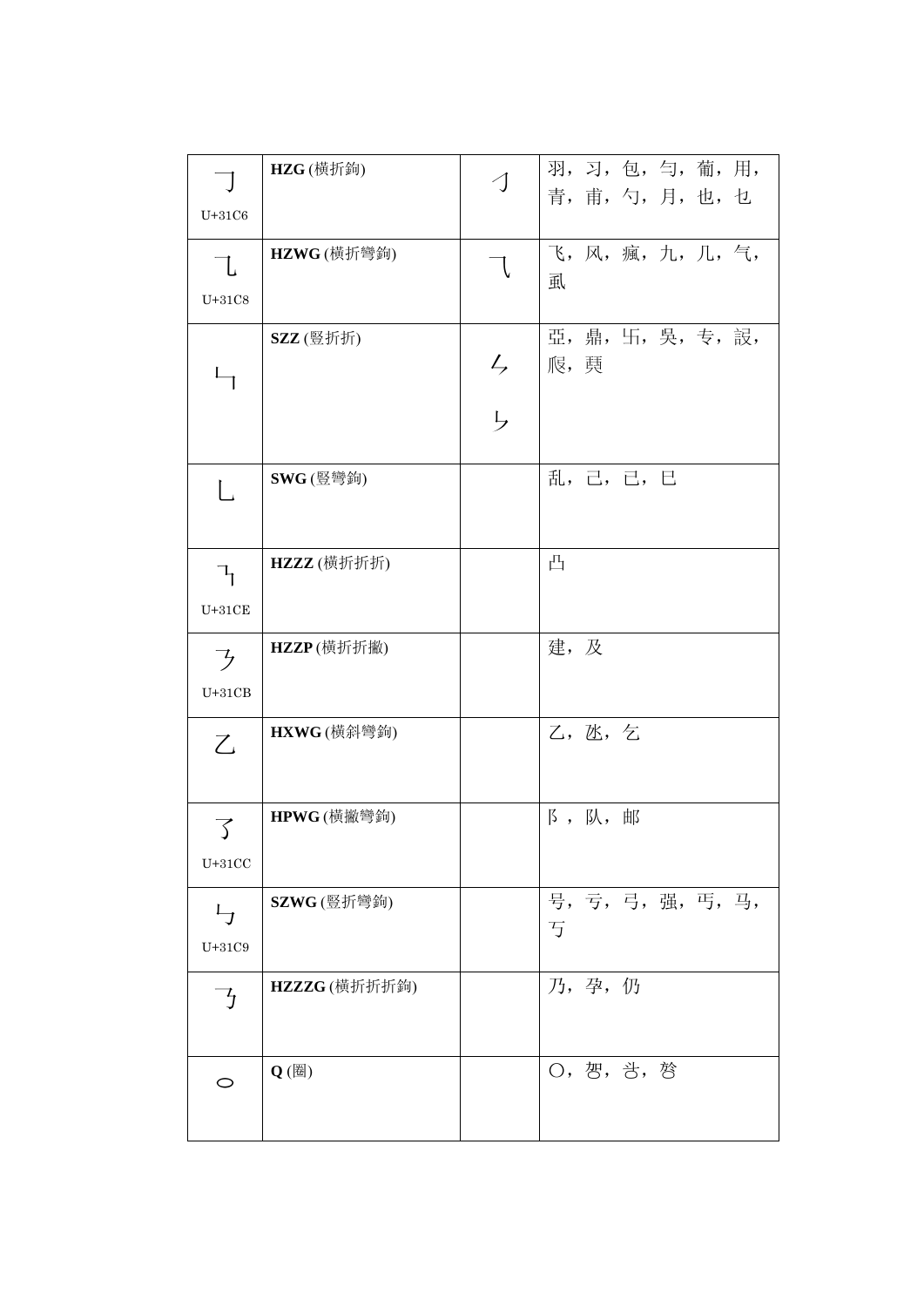| | | | |
|---|---|---|---|
| ㇆ U+31C6 | **HZG** (横折鉤) | 𠃌 | 羽，习，包，勻，葡，用，青，甫，勺，月，也，乜 |
| ㇈ U+31C8 | **HZWG** (横折彎鉤) | ⺄ | 飞，风，瘋，九，几，气，虱 |
| ㇞ | **SZZ** (豎折折) | 𠃑 𠃓 | 亞，鼎，卐，吳，专，誤，屄，蜸 |
| ㇟ | **SWG** (豎彎鉤) | | 乱，己，已，巳 |
| ㇎ U+31CE | **HZZZ** (横折折折) | | 凸 |
| ㇋ U+31CB | **HZZP** (横折折撇) | | 建，及 |
| 乙 | **HXWG** (横斜彎鉤) | | 乙，氹，乞 |
| ㇌ U+31CC | **HPWG** (横撇彎鉤) | | 阝，队，邮 |
| ㇉ U+31C9 | **SZWG** (豎折彎鉤) | | 号，亏，弓，强，丐，马，丂 |
| ㇡ | **HZZZG** (横折折折鉤) | | 乃，孕，仍 |
| ○ | **Q** (圈) | | 〇，㚏，㒰，㭬 |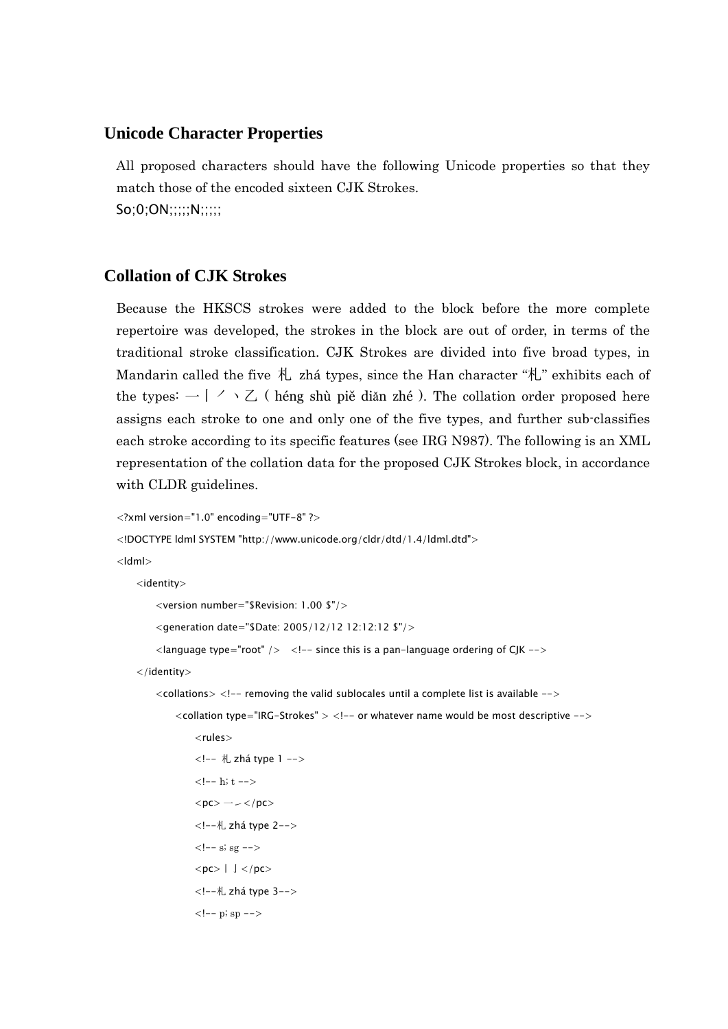## Unicode Character Properties

All proposed characters should have the following Unicode properties so that they match those of the encoded sixteen CJK Strokes.

So;0;ON;;;;;N;;;;;

## Collation of CJK Strokes

Because the HKSCS strokes were added to the block before the more complete repertoire was developed, the strokes in the block are out of order, in terms of the traditional stroke classification. CJK Strokes are divided into five broad types, in Mandarin called the five 札 zhá types, since the Han character "札" exhibits each of the types: 一丨丿丶乙 ( héng shù piě diǎn zhé ). The collation order proposed here assigns each stroke to one and only one of the five types, and further sub-classifies each stroke according to its specific features (see IRG N987). The following is an XML representation of the collation data for the proposed CJK Strokes block, in accordance with CLDR guidelines.

```
<?xml version="1.0" encoding="UTF-8" ?>
<!DOCTYPE ldml SYSTEM "http://www.unicode.org/cldr/dtd/1.4/ldml.dtd">
<ldml>
    <identity>
        <version number="$Revision: 1.00 $"/>
        <generation date="$Date: 2005/12/12 12:12:12 $"/>
        <language type="root" />   <!-- since this is a pan-language ordering of CJK -->
    </identity>
        <collations> <!-- removing the valid sublocales until a complete list is available -->
            <collation type="IRG-Strokes" > <!-- or whatever name would be most descriptive -->
                <rules>
                <!-- 札 zhá type 1 -->
                <!-- h; t -->
                <pc>一㇀</pc>
                <!--札 zhá type 2-->
                <!-- s; sg -->
                <pc>丨亅</pc>
                <!--札 zhá type 3-->
                <!-- p; sp -->
```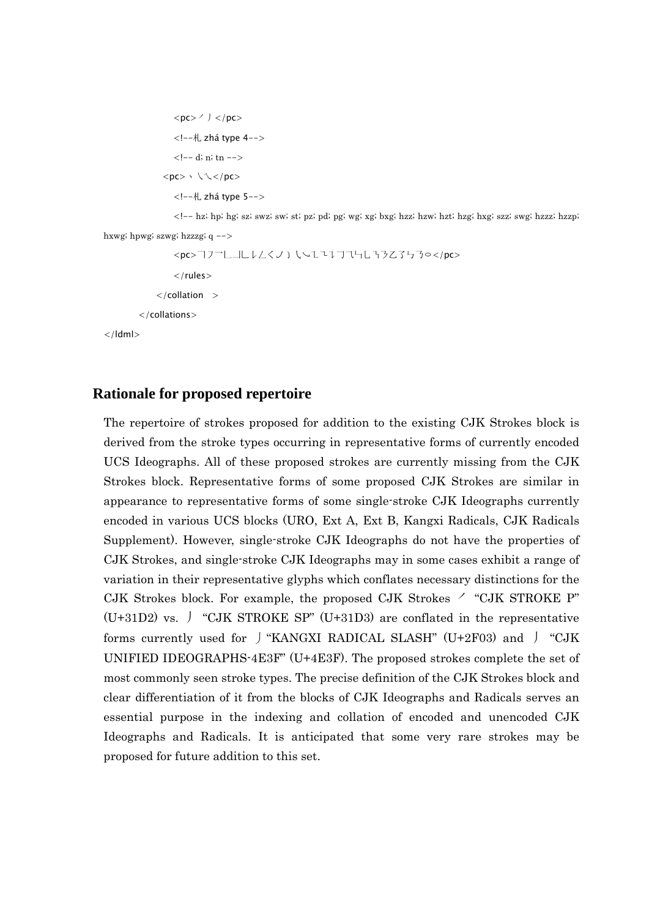```
                <pc>㇒㇓</pc>
                <!--札 zhá type 4-->
                <!-- d; n; tn -->
              <pc>㇔㇏㇝</pc>
                <!--札 zhá type 5-->
                <!-- hz; hp; hg; sz; swz; sw; st; pz; pd; pg; wg; xg; bxg; hzz; hzw; hzt; hzg; hxg; szz; swg; hzzz; hzzp; hxwg; hpwg; szwg; hzzzg; q -->
                <pc>㇕㇇㇖㇗㇘㇙㇄㇀㇜㇛㇟㇂㇃㇈㇅㇊㇍㇉㇋㇌㇞㇠㇡㇆㇎</pc>
                </rules>
            </collation >
        </collations>
</ldml>
```

## Rationale for proposed repertoire

The repertoire of strokes proposed for addition to the existing CJK Strokes block is derived from the stroke types occurring in representative forms of currently encoded UCS Ideographs. All of these proposed strokes are currently missing from the CJK Strokes block. Representative forms of some proposed CJK Strokes are similar in appearance to representative forms of some single-stroke CJK Ideographs currently encoded in various UCS blocks (URO, Ext A, Ext B, Kangxi Radicals, CJK Radicals Supplement). However, single-stroke CJK Ideographs do not have the properties of CJK Strokes, and single-stroke CJK Ideographs may in some cases exhibit a range of variation in their representative glyphs which conflates necessary distinctions for the CJK Strokes block. For example, the proposed CJK Strokes ㇒ "CJK STROKE P" (U+31D2) vs. ㇓ "CJK STROKE SP" (U+31D3) are conflated in the representative forms currently used for ⼃ "KANGXI RADICAL SLASH" (U+2F03) and 丿 "CJK UNIFIED IDEOGRAPHS-4E3F" (U+4E3F). The proposed strokes complete the set of most commonly seen stroke types. The precise definition of the CJK Strokes block and clear differentiation of it from the blocks of CJK Ideographs and Radicals serves an essential purpose in the indexing and collation of encoded and unencoded CJK Ideographs and Radicals. It is anticipated that some very rare strokes may be proposed for future addition to this set.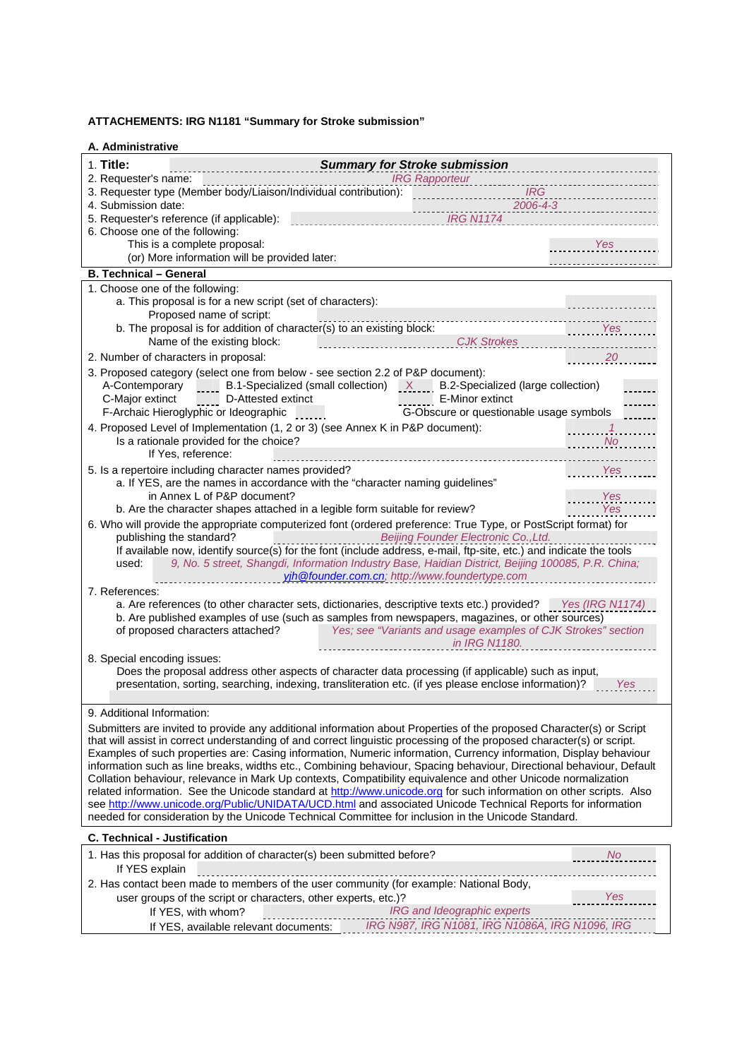**ATTACHEMENTS: IRG N1181 "Summary for Stroke submission"**

**A. Administrative**

1. **Title:** ***Summary for Stroke submission***
2. Requester's name: *IRG Rapporteur*
3. Requester type (Member body/Liaison/Individual contribution): *IRG*
4. Submission date: *2006-4-3*
5. Requester's reference (if applicable): *IRG N1174*
6. Choose one of the following:
   This is a complete proposal: *Yes*
   (or) More information will be provided later:

**B. Technical – General**

1. Choose one of the following:
   a. This proposal is for a new script (set of characters):
      Proposed name of script:
   b. The proposal is for addition of character(s) to an existing block: *Yes*
      Name of the existing block: *CJK Strokes*
2. Number of characters in proposal: *20*
3. Proposed category (select one from below - see section 2.2 of P&P document):
   A-Contemporary ____ B.1-Specialized (small collection) *X* B.2-Specialized (large collection) ____
   C-Major extinct ____ D-Attested extinct ____ E-Minor extinct ____
   F-Archaic Hieroglyphic or Ideographic ____ G-Obscure or questionable usage symbols ____
4. Proposed Level of Implementation (1, 2 or 3) (see Annex K in P&P document): *1*
   Is a rationale provided for the choice? *No*
   If Yes, reference:
5. Is a repertoire including character names provided? *Yes*
   a. If YES, are the names in accordance with the "character naming guidelines"
      in Annex L of P&P document? *Yes*
   b. Are the character shapes attached in a legible form suitable for review? *Yes*
6. Who will provide the appropriate computerized font (ordered preference: True Type, or PostScript format) for publishing the standard? *Beijing Founder Electronic Co.,Ltd.*
   If available now, identify source(s) for the font (include address, e-mail, ftp-site, etc.) and indicate the tools used: *9, No. 5 street, Shangdi, Information Industry Base, Haidian District, Beijing 100085, P.R. China; yjh@founder.com.cn; http://www.foundertype.com*
7. References:
   a. Are references (to other character sets, dictionaries, descriptive texts etc.) provided? *Yes (IRG N1174)*
   b. Are published examples of use (such as samples from newspapers, magazines, or other sources) of proposed characters attached? *Yes; see "Variants and usage examples of CJK Strokes" section in IRG N1180.*
8. Special encoding issues:
   Does the proposal address other aspects of character data processing (if applicable) such as input, presentation, sorting, searching, indexing, transliteration etc. (if yes please enclose information)? *Yes*

9. Additional Information:

Submitters are invited to provide any additional information about Properties of the proposed Character(s) or Script that will assist in correct understanding of and correct linguistic processing of the proposed character(s) or script. Examples of such properties are: Casing information, Numeric information, Currency information, Display behaviour information such as line breaks, widths etc., Combining behaviour, Spacing behaviour, Directional behaviour, Default Collation behaviour, relevance in Mark Up contexts, Compatibility equivalence and other Unicode normalization related information. See the Unicode standard at http://www.unicode.org for such information on other scripts. Also see http://www.unicode.org/Public/UNIDATA/UCD.html and associated Unicode Technical Reports for information needed for consideration by the Unicode Technical Committee for inclusion in the Unicode Standard.

**C. Technical - Justification**

1. Has this proposal for addition of character(s) been submitted before? *No*
   If YES explain
2. Has contact been made to members of the user community (for example: National Body, user groups of the script or characters, other experts, etc.)? *Yes*
   If YES, with whom? *IRG and Ideographic experts*
   If YES, available relevant documents: *IRG N987, IRG N1081, IRG N1086A, IRG N1096, IRG*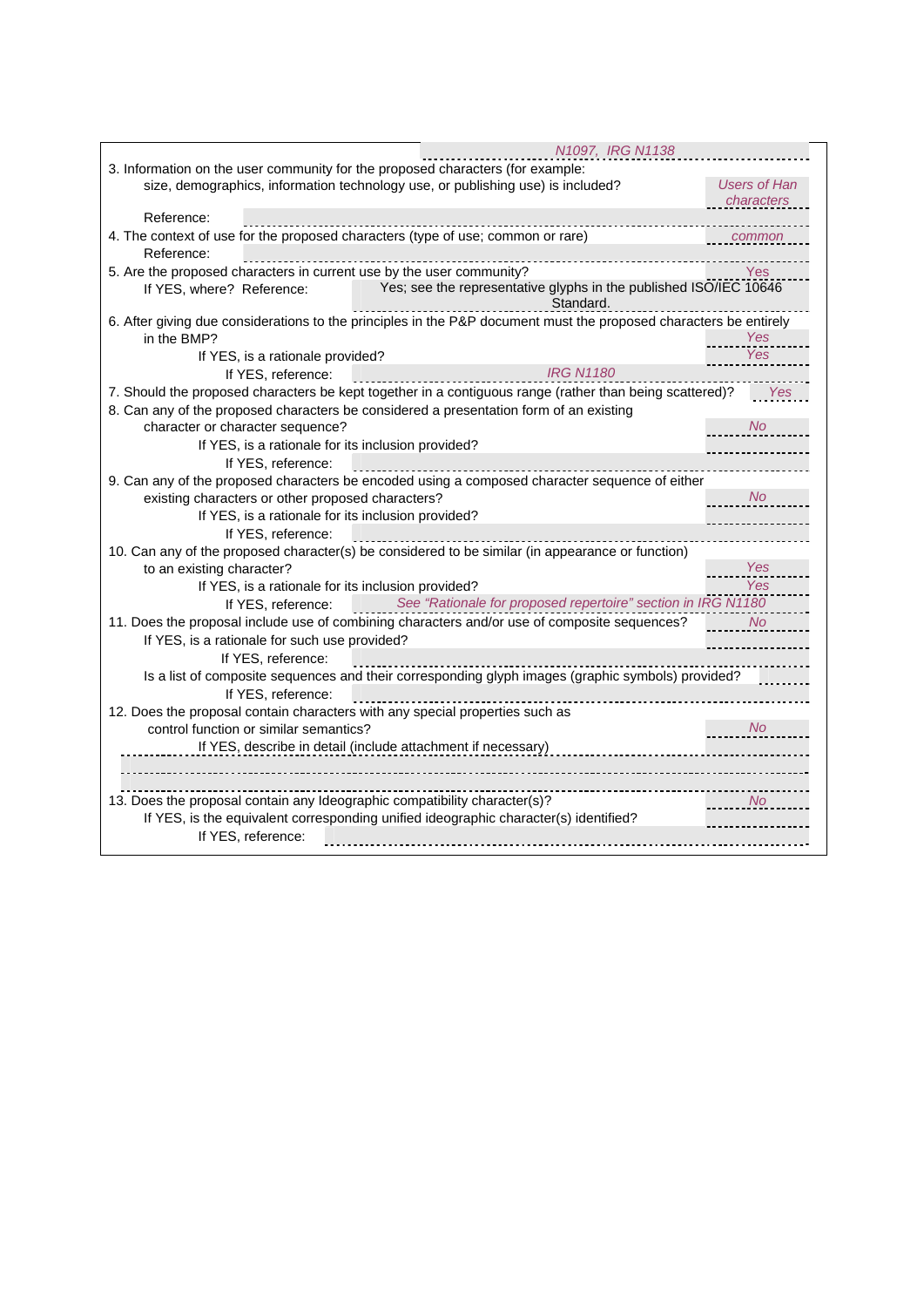| | |
|---|---|
| | *N1097, IRG N1138* |
| 3. Information on the user community for the proposed characters (for example: size, demographics, information technology use, or publishing use) is included? | *Users of Han characters* |
| Reference: | |
| 4. The context of use for the proposed characters (type of use; common or rare) | *common* |
| Reference: | |
| 5. Are the proposed characters in current use by the user community? | *Yes* |
| If YES, where? Reference: Yes; see the representative glyphs in the published ISO/IEC 10646 Standard. | |
| 6. After giving due considerations to the principles in the P&P document must the proposed characters be entirely in the BMP? | *Yes* |
| If YES, is a rationale provided? | *Yes* |
| If YES, reference: *IRG N1180* | |
| 7. Should the proposed characters be kept together in a contiguous range (rather than being scattered)? | *Yes* |
| 8. Can any of the proposed characters be considered a presentation form of an existing character or character sequence? | *No* |
| If YES, is a rationale for its inclusion provided? | |
| If YES, reference: | |
| 9. Can any of the proposed characters be encoded using a composed character sequence of either existing characters or other proposed characters? | *No* |
| If YES, is a rationale for its inclusion provided? | |
| If YES, reference: | |
| 10. Can any of the proposed character(s) be considered to be similar (in appearance or function) to an existing character? | *Yes* |
| If YES, is a rationale for its inclusion provided? | *Yes* |
| If YES, reference: *See "Rationale for proposed repertoire" section in IRG N1180* | |
| 11. Does the proposal include use of combining characters and/or use of composite sequences? | *No* |
| If YES, is a rationale for such use provided? | |
| If YES, reference: | |
| Is a list of composite sequences and their corresponding glyph images (graphic symbols) provided? | |
| If YES, reference: | |
| 12. Does the proposal contain characters with any special properties such as control function or similar semantics? | *No* |
| If YES, describe in detail (include attachment if necessary) | |
| 13. Does the proposal contain any Ideographic compatibility character(s)? | *No* |
| If YES, is the equivalent corresponding unified ideographic character(s) identified? | |
| If YES, reference: | |